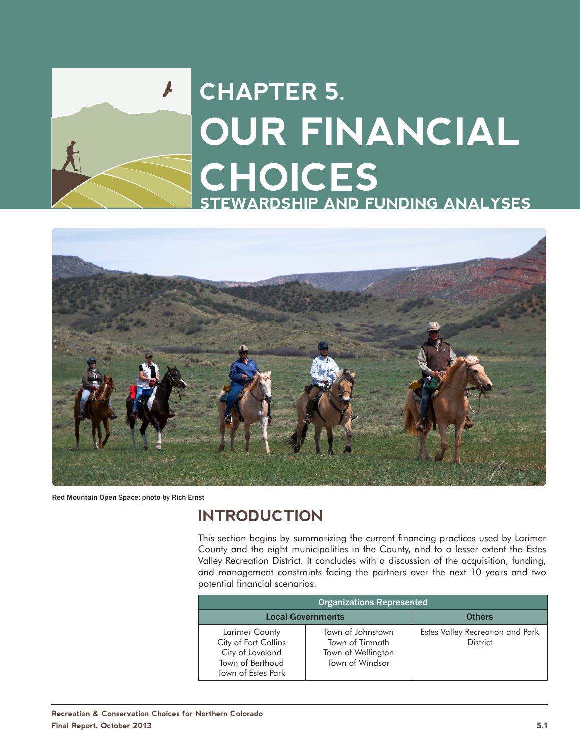# CHAPTER 5. OUR FINANCIAL CHOICES

## STEWARDSHIP AND FUNDING ANALYSES

Red Mountain Open Space; photo by Rich Ernst

## INTRODUCTION

This section begins by summarizing the current financing practices used by Larimer County and the eight municipalities in the County, and to a lesser extent the Estes Valley Recreation District. It concludes with a discussion of the acquisition, funding, and management constraints facing the partners over the next 10 years and two potential financial scenarios.

| Organizations Represented | | |
|---|---|---|
| Local Governments | | Others |
| Larimer County<br>City of Fort Collins<br>City of Loveland<br>Town of Berthoud<br>Town of Estes Park | Town of Johnstown<br>Town of Timnath<br>Town of Wellington<br>Town of Windsor | Estes Valley Recreation and Park District |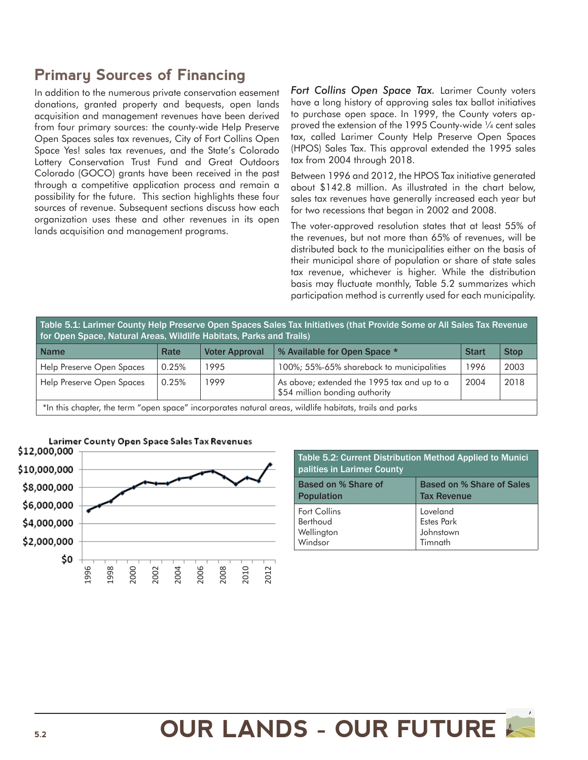## Primary Sources of Financing

In addition to the numerous private conservation easement donations, granted property and bequests, open lands acquisition and management revenues have been derived from four primary sources: the county-wide Help Preserve Open Spaces sales tax revenues, City of Fort Collins Open Space Yes! sales tax revenues, and the State's Colorado Lottery Conservation Trust Fund and Great Outdoors Colorado (GOCO) grants have been received in the past through a competitive application process and remain a possibility for the future. This section highlights these four sources of revenue. Subsequent sections discuss how each organization uses these and other revenues in its open lands acquisition and management programs.

*Fort Collins Open Space Tax.* Larimer County voters have a long history of approving sales tax ballot initiatives to purchase open space. In 1999, the County voters approved the extension of the 1995 County-wide ¼ cent sales tax, called Larimer County Help Preserve Open Spaces (HPOS) Sales Tax. This approval extended the 1995 sales tax from 2004 through 2018.

Between 1996 and 2012, the HPOS Tax initiative generated about $142.8 million. As illustrated in the chart below, sales tax revenues have generally increased each year but for two recessions that began in 2002 and 2008.

The voter-approved resolution states that at least 55% of the revenues, but not more than 65% of revenues, will be distributed back to the municipalities either on the basis of their municipal share of population or share of state sales tax revenue, whichever is higher. While the distribution basis may fluctuate monthly, Table 5.2 summarizes which participation method is currently used for each municipality.

Table 5.1: Larimer County Help Preserve Open Spaces Sales Tax Initiatives (that Provide Some or All Sales Tax Revenue for Open Space, Natural Areas, Wildlife Habitats, Parks and Trails)

| Name | Rate | Voter Approval | % Available for Open Space * | Start | Stop |
|---|---|---|---|---|---|
| Help Preserve Open Spaces | 0.25% | 1995 | 100%; 55%-65% shareback to municipalities | 1996 | 2003 |
| Help Preserve Open Spaces | 0.25% | 1999 | As above; extended the 1995 tax and up to a $54 million bonding authority | 2004 | 2018 |

*In this chapter, the term "open space" incorporates natural areas, wildlife habitats, trails and parks

Larimer County Open Space Sales Tax Revenues

$12,000,000
$10,000,000
$8,000,000
$6,000,000
$4,000,000
$2,000,000
$0

1996
1998
2000
2002
2004
2006
2008
2010
2012

Table 5.2: Current Distribution Method Applied to Municipalities in Larimer County

| Based on % Share of Population | Based on % Share of Sales Tax Revenue |
|---|---|
| Fort Collins | Loveland |
| Berthoud | Estes Park |
| Wellington | Johnstown |
| Windsor | Timnath |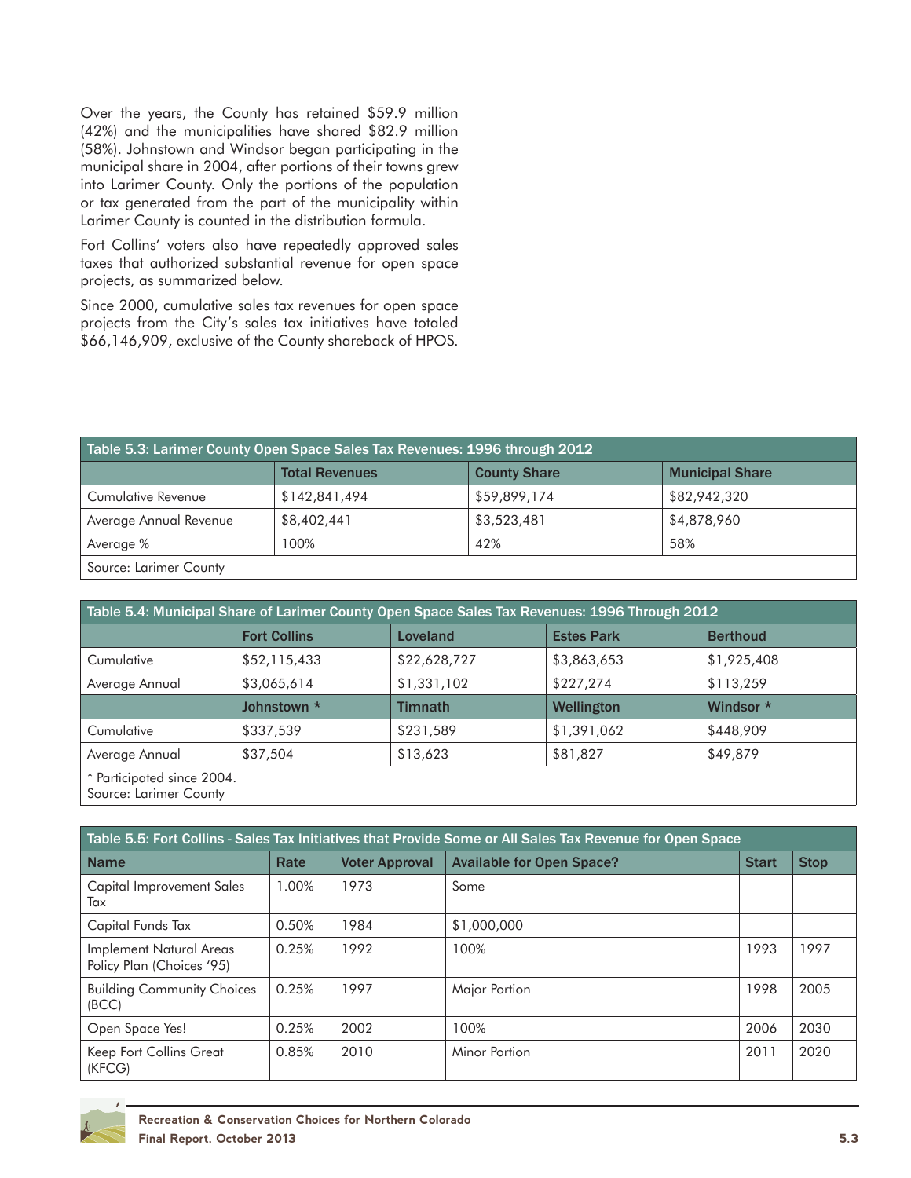Over the years, the County has retained $59.9 million (42%) and the municipalities have shared $82.9 million (58%). Johnstown and Windsor began participating in the municipal share in 2004, after portions of their towns grew into Larimer County. Only the portions of the population or tax generated from the part of the municipality within Larimer County is counted in the distribution formula.

Fort Collins' voters also have repeatedly approved sales taxes that authorized substantial revenue for open space projects, as summarized below.

Since 2000, cumulative sales tax revenues for open space projects from the City's sales tax initiatives have totaled $66,146,909, exclusive of the County shareback of HPOS.

**Table 5.3: Larimer County Open Space Sales Tax Revenues: 1996 through 2012**

| | Total Revenues | County Share | Municipal Share |
|---|---|---|---|
| Cumulative Revenue | $142,841,494 | $59,899,174 | $82,942,320 |
| Average Annual Revenue | $8,402,441 | $3,523,481 | $4,878,960 |
| Average % | 100% | 42% | 58% |

Source: Larimer County

**Table 5.4: Municipal Share of Larimer County Open Space Sales Tax Revenues: 1996 Through 2012**

| | Fort Collins | Loveland | Estes Park | Berthoud |
|---|---|---|---|---|
| Cumulative | $52,115,433 | $22,628,727 | $3,863,653 | $1,925,408 |
| Average Annual | $3,065,614 | $1,331,102 | $227,274 | $113,259 |
| | **Johnstown *** | **Timnath** | **Wellington** | **Windsor *** |
| Cumulative | $337,539 | $231,589 | $1,391,062 | $448,909 |
| Average Annual | $37,504 | $13,623 | $81,827 | $49,879 |

* Participated since 2004.
Source: Larimer County

**Table 5.5: Fort Collins - Sales Tax Initiatives that Provide Some or All Sales Tax Revenue for Open Space**

| Name | Rate | Voter Approval | Available for Open Space? | Start | Stop |
|---|---|---|---|---|---|
| Capital Improvement Sales Tax | 1.00% | 1973 | Some | | |
| Capital Funds Tax | 0.50% | 1984 | $1,000,000 | | |
| Implement Natural Areas Policy Plan (Choices '95) | 0.25% | 1992 | 100% | 1993 | 1997 |
| Building Community Choices (BCC) | 0.25% | 1997 | Major Portion | 1998 | 2005 |
| Open Space Yes! | 0.25% | 2002 | 100% | 2006 | 2030 |
| Keep Fort Collins Great (KFCG) | 0.85% | 2010 | Minor Portion | 2011 | 2020 |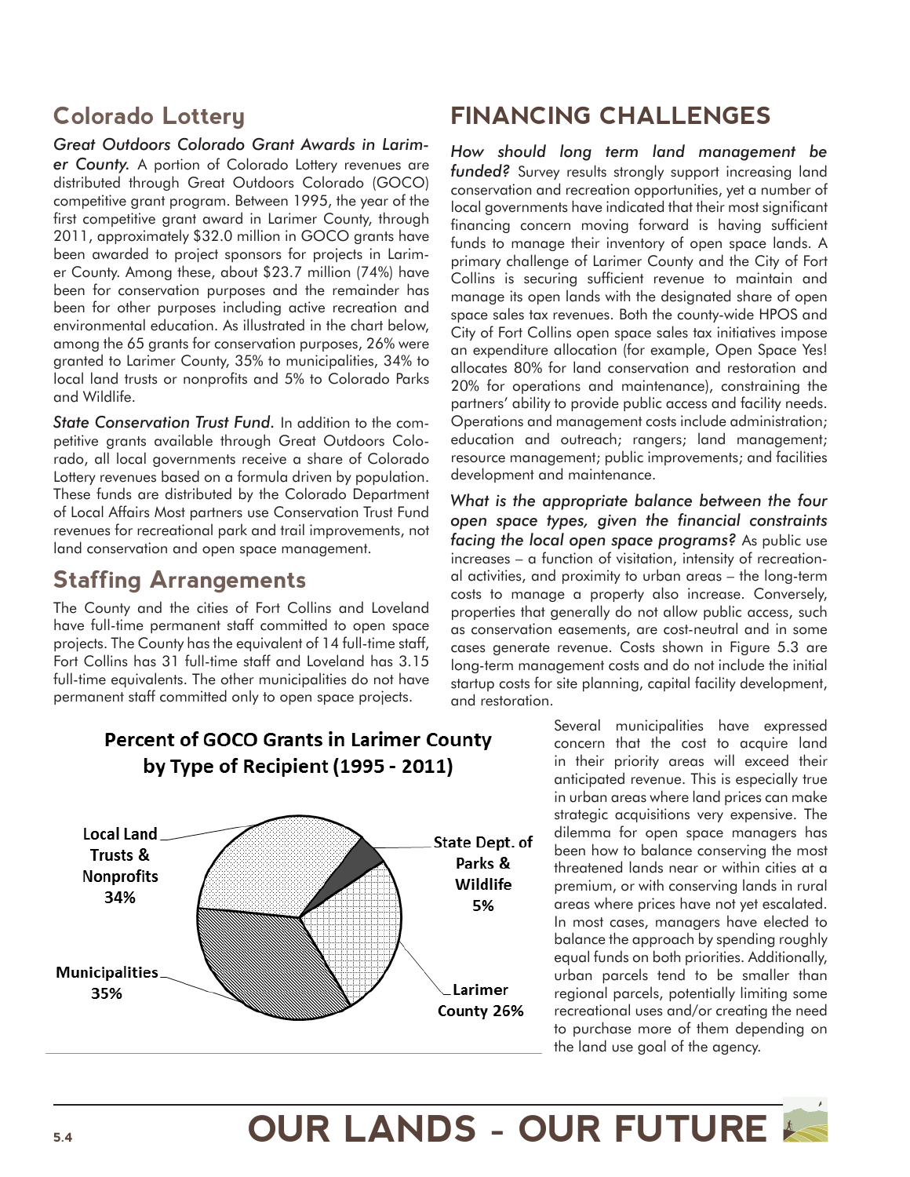## Colorado Lottery

*Great Outdoors Colorado Grant Awards in Larimer County.* A portion of Colorado Lottery revenues are distributed through Great Outdoors Colorado (GOCO) competitive grant program. Between 1995, the year of the first competitive grant award in Larimer County, through 2011, approximately $32.0 million in GOCO grants have been awarded to project sponsors for projects in Larimer County. Among these, about $23.7 million (74%) have been for conservation purposes and the remainder has been for other purposes including active recreation and environmental education. As illustrated in the chart below, among the 65 grants for conservation purposes, 26% were granted to Larimer County, 35% to municipalities, 34% to local land trusts or nonprofits and 5% to Colorado Parks and Wildlife.

*State Conservation Trust Fund.* In addition to the competitive grants available through Great Outdoors Colorado, all local governments receive a share of Colorado Lottery revenues based on a formula driven by population. These funds are distributed by the Colorado Department of Local Affairs Most partners use Conservation Trust Fund revenues for recreational park and trail improvements, not land conservation and open space management.

## Staffing Arrangements

The County and the cities of Fort Collins and Loveland have full-time permanent staff committed to open space projects. The County has the equivalent of 14 full-time staff, Fort Collins has 31 full-time staff and Loveland has 3.15 full-time equivalents. The other municipalities do not have permanent staff committed only to open space projects.

**Percent of GOCO Grants in Larimer County by Type of Recipient (1995 - 2011)**

Local Land Trusts & Nonprofits 34%

State Dept. of Parks & Wildlife 5%

Larimer County 26%

Municipalities 35%

## FINANCING CHALLENGES

*How should long term land management be funded?* Survey results strongly support increasing land conservation and recreation opportunities, yet a number of local governments have indicated that their most significant financing concern moving forward is having sufficient funds to manage their inventory of open space lands. A primary challenge of Larimer County and the City of Fort Collins is securing sufficient revenue to maintain and manage its open lands with the designated share of open space sales tax revenues. Both the county-wide HPOS and City of Fort Collins open space sales tax initiatives impose an expenditure allocation (for example, Open Space Yes! allocates 80% for land conservation and restoration and 20% for operations and maintenance), constraining the partners' ability to provide public access and facility needs. Operations and management costs include administration; education and outreach; rangers; land management; resource management; public improvements; and facilities development and maintenance.

*What is the appropriate balance between the four open space types, given the financial constraints facing the local open space programs?* As public use increases – a function of visitation, intensity of recreational activities, and proximity to urban areas – the long-term costs to manage a property also increase. Conversely, properties that generally do not allow public access, such as conservation easements, are cost-neutral and in some cases generate revenue. Costs shown in Figure 5.3 are long-term management costs and do not include the initial startup costs for site planning, capital facility development, and restoration.

Several municipalities have expressed concern that the cost to acquire land in their priority areas will exceed their anticipated revenue. This is especially true in urban areas where land prices can make strategic acquisitions very expensive. The dilemma for open space managers has been how to balance conserving the most threatened lands near or within cities at a premium, or with conserving lands in rural areas where prices have not yet escalated. In most cases, managers have elected to balance the approach by spending roughly equal funds on both priorities. Additionally, urban parcels tend to be smaller than regional parcels, potentially limiting some recreational uses and/or creating the need to purchase more of them depending on the land use goal of the agency.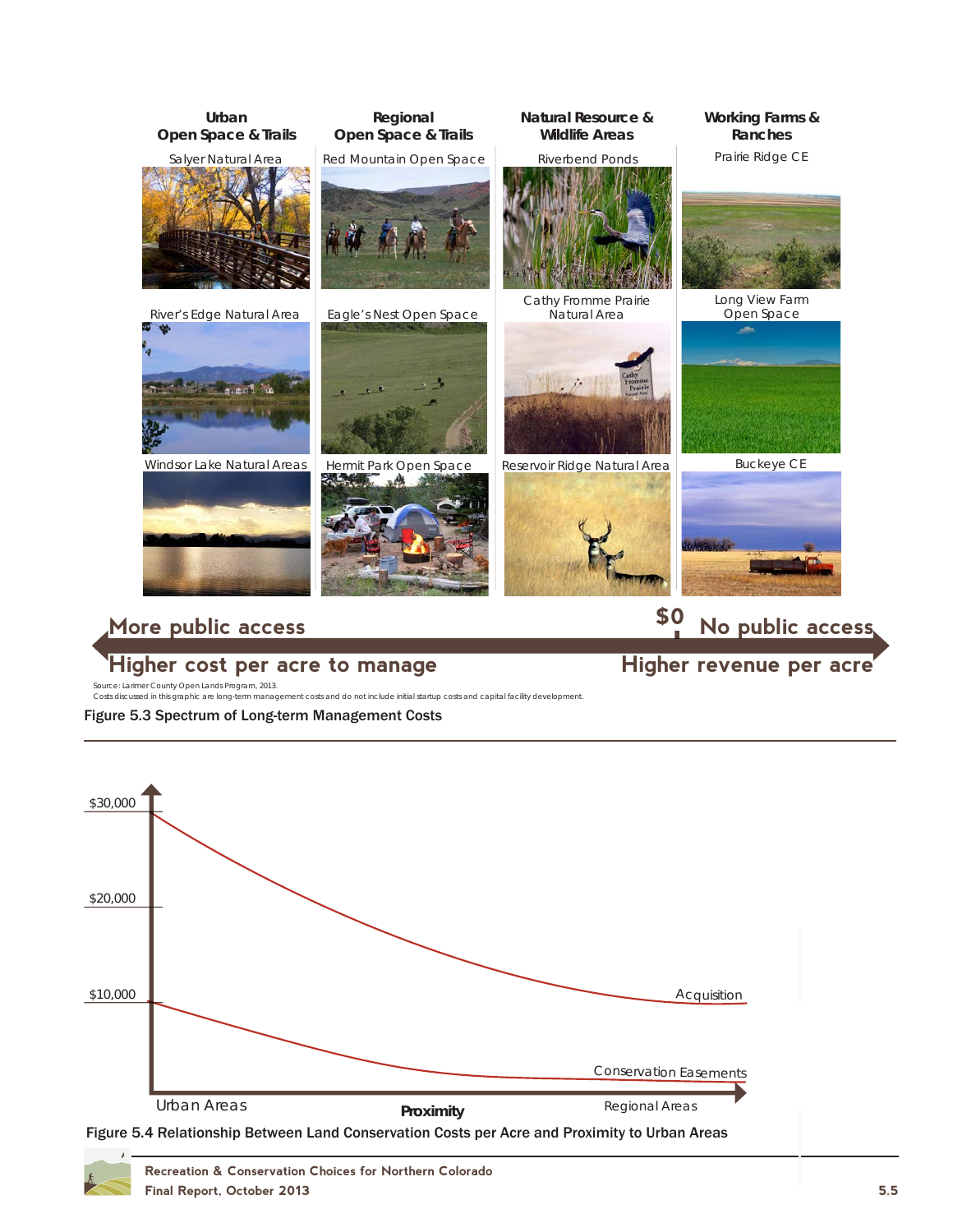Urban Open Space & Trails

Regional Open Space & Trails

Natural Resource & Wildlife Areas

Working Farms & Ranches

Salyer Natural Area

Red Mountain Open Space

Riverbend Ponds

Prairie Ridge CE

River's Edge Natural Area

Eagle's Nest Open Space

Cathy Fromme Prairie Natural Area

Long View Farm Open Space

Windsor Lake Natural Areas

Hermit Park Open Space

Reservoir Ridge Natural Area

Buckeye CE

More public access

$0

No public access

Higher cost per acre to manage

Higher revenue per acre

Source: Larimer County Open Lands Program, 2013.
Costs discussed in this graphic are long-term management costs and do not include initial startup costs and capital facility development.

Figure 5.3 Spectrum of Long-term Management Costs

$30,000

$20,000

$10,000

Acquisition

Conservation Easements

Urban Areas

Proximity

Regional Areas

Figure 5.4 Relationship Between Land Conservation Costs per Acre and Proximity to Urban Areas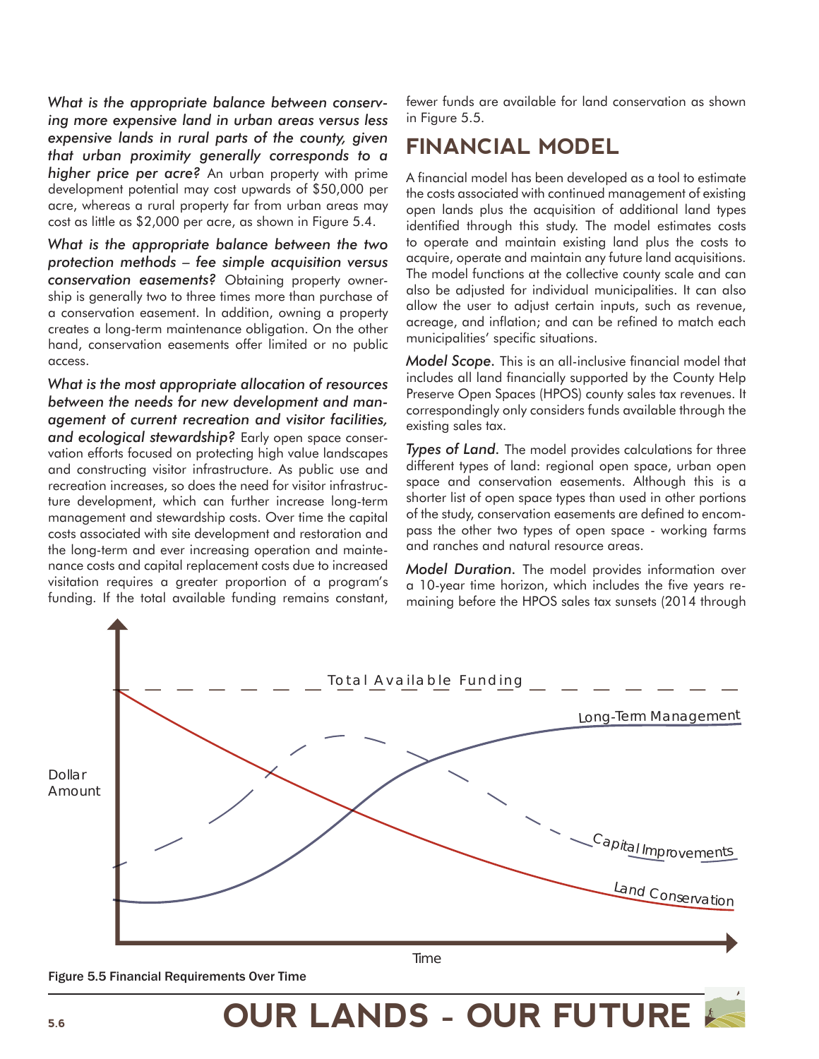*What is the appropriate balance between conserving more expensive land in urban areas versus less expensive lands in rural parts of the county, given that urban proximity generally corresponds to a higher price per acre?* An urban property with prime development potential may cost upwards of $50,000 per acre, whereas a rural property far from urban areas may cost as little as $2,000 per acre, as shown in Figure 5.4.

*What is the appropriate balance between the two protection methods – fee simple acquisition versus conservation easements?* Obtaining property ownership is generally two to three times more than purchase of a conservation easement. In addition, owning a property creates a long-term maintenance obligation. On the other hand, conservation easements offer limited or no public access.

*What is the most appropriate allocation of resources between the needs for new development and management of current recreation and visitor facilities, and ecological stewardship?* Early open space conservation efforts focused on protecting high value landscapes and constructing visitor infrastructure. As public use and recreation increases, so does the need for visitor infrastructure development, which can further increase long-term management and stewardship costs. Over time the capital costs associated with site development and restoration and the long-term and ever increasing operation and maintenance costs and capital replacement costs due to increased visitation requires a greater proportion of a program's funding. If the total available funding remains constant, fewer funds are available for land conservation as shown in Figure 5.5.

## FINANCIAL MODEL

A financial model has been developed as a tool to estimate the costs associated with continued management of existing open lands plus the acquisition of additional land types identified through this study. The model estimates costs to operate and maintain existing land plus the costs to acquire, operate and maintain any future land acquisitions. The model functions at the collective county scale and can also be adjusted for individual municipalities. It can also allow the user to adjust certain inputs, such as revenue, acreage, and inflation; and can be refined to match each municipalities' specific situations.

*Model Scope.* This is an all-inclusive financial model that includes all land financially supported by the County Help Preserve Open Spaces (HPOS) county sales tax revenues. It correspondingly only considers funds available through the existing sales tax.

*Types of Land.* The model provides calculations for three different types of land: regional open space, urban open space and conservation easements. Although this is a shorter list of open space types than used in other portions of the study, conservation easements are defined to encompass the other two types of open space - working farms and ranches and natural resource areas.

*Model Duration.* The model provides information over a 10-year time horizon, which includes the five years remaining before the HPOS sales tax sunsets (2014 through

Total Available Funding
Long-Term Management
Dollar Amount
Capital Improvements
Land Conservation
Time

Figure 5.5 Financial Requirements Over Time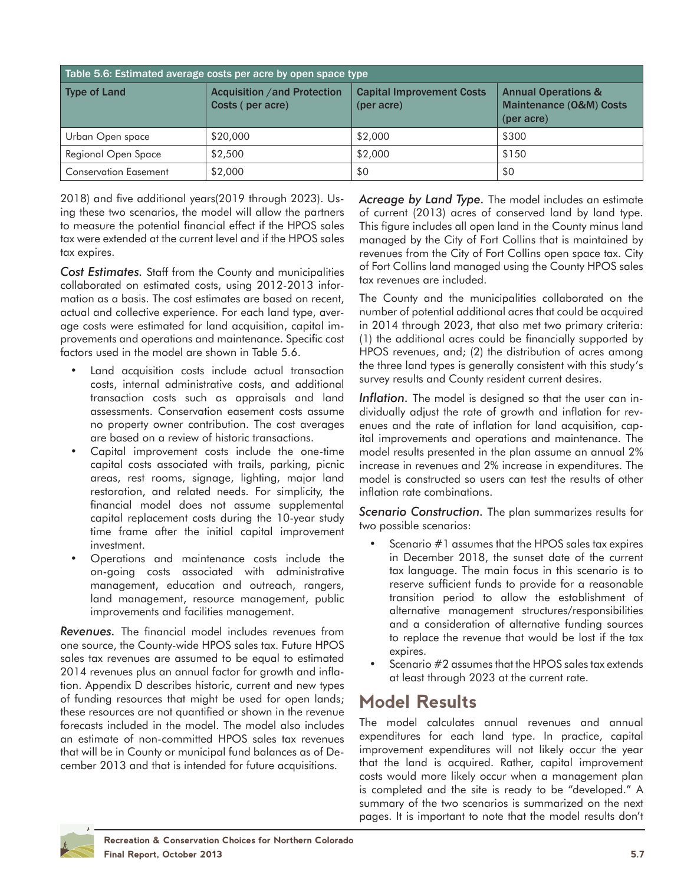| Table 5.6: Estimated average costs per acre by open space type | | | |
|---|---|---|---|
| **Type of Land** | **Acquisition /and Protection Costs ( per acre)** | **Capital Improvement Costs (per acre)** | **Annual Operations & Maintenance (O&M) Costs (per acre)** |
| Urban Open space | $20,000 | $2,000 | $300 |
| Regional Open Space | $2,500 | $2,000 | $150 |
| Conservation Easement | $2,000 | $0 | $0 |

2018) and five additional years(2019 through 2023). Using these two scenarios, the model will allow the partners to measure the potential financial effect if the HPOS sales tax were extended at the current level and if the HPOS sales tax expires.

*Cost Estimates.* Staff from the County and municipalities collaborated on estimated costs, using 2012-2013 information as a basis. The cost estimates are based on recent, actual and collective experience. For each land type, average costs were estimated for land acquisition, capital improvements and operations and maintenance. Specific cost factors used in the model are shown in Table 5.6.

- Land acquisition costs include actual transaction costs, internal administrative costs, and additional transaction costs such as appraisals and land assessments. Conservation easement costs assume no property owner contribution. The cost averages are based on a review of historic transactions.
- Capital improvement costs include the one-time capital costs associated with trails, parking, picnic areas, rest rooms, signage, lighting, major land restoration, and related needs. For simplicity, the financial model does not assume supplemental capital replacement costs during the 10-year study time frame after the initial capital improvement investment.
- Operations and maintenance costs include the on-going costs associated with administrative management, education and outreach, rangers, land management, resource management, public improvements and facilities management.

*Revenues.* The financial model includes revenues from one source, the County-wide HPOS sales tax. Future HPOS sales tax revenues are assumed to be equal to estimated 2014 revenues plus an annual factor for growth and inflation. Appendix D describes historic, current and new types of funding resources that might be used for open lands; these resources are not quantified or shown in the revenue forecasts included in the model. The model also includes an estimate of non-committed HPOS sales tax revenues that will be in County or municipal fund balances as of December 2013 and that is intended for future acquisitions.

*Acreage by Land Type.* The model includes an estimate of current (2013) acres of conserved land by land type. This figure includes all open land in the County minus land managed by the City of Fort Collins that is maintained by revenues from the City of Fort Collins open space tax. City of Fort Collins land managed using the County HPOS sales tax revenues are included.

The County and the municipalities collaborated on the number of potential additional acres that could be acquired in 2014 through 2023, that also met two primary criteria: (1) the additional acres could be financially supported by HPOS revenues, and; (2) the distribution of acres among the three land types is generally consistent with this study's survey results and County resident current desires.

*Inflation.* The model is designed so that the user can individually adjust the rate of growth and inflation for revenues and the rate of inflation for land acquisition, capital improvements and operations and maintenance. The model results presented in the plan assume an annual 2% increase in revenues and 2% increase in expenditures. The model is constructed so users can test the results of other inflation rate combinations.

*Scenario Construction.* The plan summarizes results for two possible scenarios:

- Scenario #1 assumes that the HPOS sales tax expires in December 2018, the sunset date of the current tax language. The main focus in this scenario is to reserve sufficient funds to provide for a reasonable transition period to allow the establishment of alternative management structures/responsibilities and a consideration of alternative funding sources to replace the revenue that would be lost if the tax expires.
- Scenario #2 assumes that the HPOS sales tax extends at least through 2023 at the current rate.

## Model Results

The model calculates annual revenues and annual expenditures for each land type. In practice, capital improvement expenditures will not likely occur the year that the land is acquired. Rather, capital improvement costs would more likely occur when a management plan is completed and the site is ready to be "developed." A summary of the two scenarios is summarized on the next pages. It is important to note that the model results don't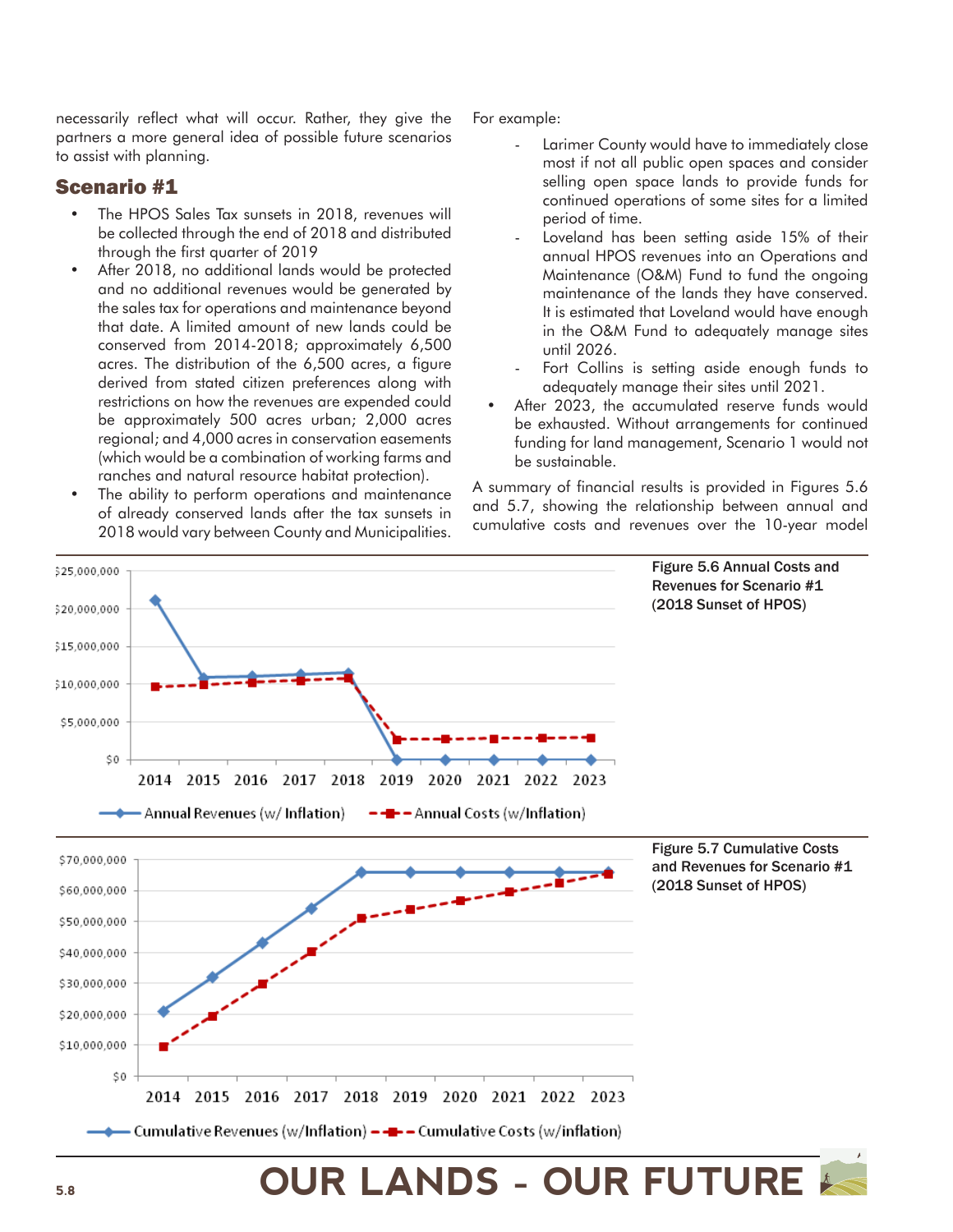necessarily reflect what will occur. Rather, they give the partners a more general idea of possible future scenarios to assist with planning.

## Scenario #1

- The HPOS Sales Tax sunsets in 2018, revenues will be collected through the end of 2018 and distributed through the first quarter of 2019
- After 2018, no additional lands would be protected and no additional revenues would be generated by the sales tax for operations and maintenance beyond that date. A limited amount of new lands could be conserved from 2014-2018; approximately 6,500 acres. The distribution of the 6,500 acres, a figure derived from stated citizen preferences along with restrictions on how the revenues are expended could be approximately 500 acres urban; 2,000 acres regional; and 4,000 acres in conservation easements (which would be a combination of working farms and ranches and natural resource habitat protection).
- The ability to perform operations and maintenance of already conserved lands after the tax sunsets in 2018 would vary between County and Municipalities.

For example:

- Larimer County would have to immediately close most if not all public open spaces and consider selling open space lands to provide funds for continued operations of some sites for a limited period of time.
- Loveland has been setting aside 15% of their annual HPOS revenues into an Operations and Maintenance (O&M) Fund to fund the ongoing maintenance of the lands they have conserved. It is estimated that Loveland would have enough in the O&M Fund to adequately manage sites until 2026.
- Fort Collins is setting aside enough funds to adequately manage their sites until 2021.

- After 2023, the accumulated reserve funds would be exhausted. Without arrangements for continued funding for land management, Scenario 1 would not be sustainable.

A summary of financial results is provided in Figures 5.6 and 5.7, showing the relationship between annual and cumulative costs and revenues over the 10-year model

$25,000,000
$20,000,000
$15,000,000
$10,000,000
$5,000,000
$0
2014 2015 2016 2017 2018 2019 2020 2021 2022 2023
Annual Revenues (w/ Inflation)
Annual Costs (w/Inflation)

**Figure 5.6 Annual Costs and Revenues for Scenario #1 (2018 Sunset of HPOS)**

$70,000,000
$60,000,000
$50,000,000
$40,000,000
$30,000,000
$20,000,000
$10,000,000
$0
2014 2015 2016 2017 2018 2019 2020 2021 2022 2023
Cumulative Revenues (w/Inflation)
Cumulative Costs (w/inflation)

**Figure 5.7 Cumulative Costs and Revenues for Scenario #1 (2018 Sunset of HPOS)**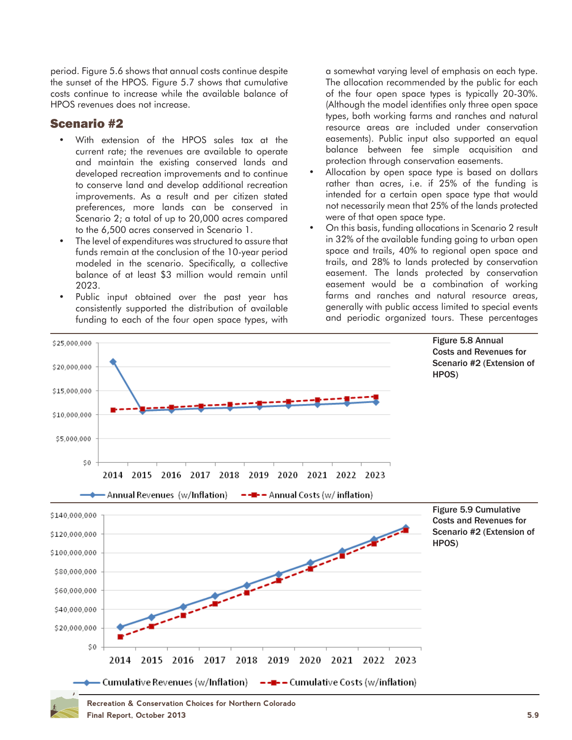period. Figure 5.6 shows that annual costs continue despite the sunset of the HPOS. Figure 5.7 shows that cumulative costs continue to increase while the available balance of HPOS revenues does not increase.

## Scenario #2

- With extension of the HPOS sales tax at the current rate; the revenues are available to operate and maintain the existing conserved lands and developed recreation improvements and to continue to conserve land and develop additional recreation improvements. As a result and per citizen stated preferences, more lands can be conserved in Scenario 2; a total of up to 20,000 acres compared to the 6,500 acres conserved in Scenario 1.
- The level of expenditures was structured to assure that funds remain at the conclusion of the 10-year period modeled in the scenario. Specifically, a collective balance of at least $3 million would remain until 2023.
- Public input obtained over the past year has consistently supported the distribution of available funding to each of the four open space types, with a somewhat varying level of emphasis on each type. The allocation recommended by the public for each of the four open space types is typically 20-30%. (Although the model identifies only three open space types, both working farms and ranches and natural resource areas are included under conservation easements). Public input also supported an equal balance between fee simple acquisition and protection through conservation easements.
- Allocation by open space type is based on dollars rather than acres, i.e. if 25% of the funding is intended for a certain open space type that would not necessarily mean that 25% of the lands protected were of that open space type.
- On this basis, funding allocations in Scenario 2 result in 32% of the available funding going to urban open space and trails, 40% to regional open space and trails, and 28% to lands protected by conservation easement. The lands protected by conservation easement would be a combination of working farms and ranches and natural resource areas, generally with public access limited to special events and periodic organized tours. These percentages

$25,000,000
$20,000,000
$15,000,000
$10,000,000
$5,000,000
$0
2014 2015 2016 2017 2018 2019 2020 2021 2022 2023
Annual Revenues (w/Inflation)
Annual Costs (w/ inflation)

Figure 5.8 Annual Costs and Revenues for Scenario #2 (Extension of HPOS)

$140,000,000
$120,000,000
$100,000,000
$80,000,000
$60,000,000
$40,000,000
$20,000,000
$0
2014 2015 2016 2017 2018 2019 2020 2021 2022 2023
Cumulative Revenues (w/Inflation)
Cumulative Costs (w/inflation)

Figure 5.9 Cumulative Costs and Revenues for Scenario #2 (Extension of HPOS)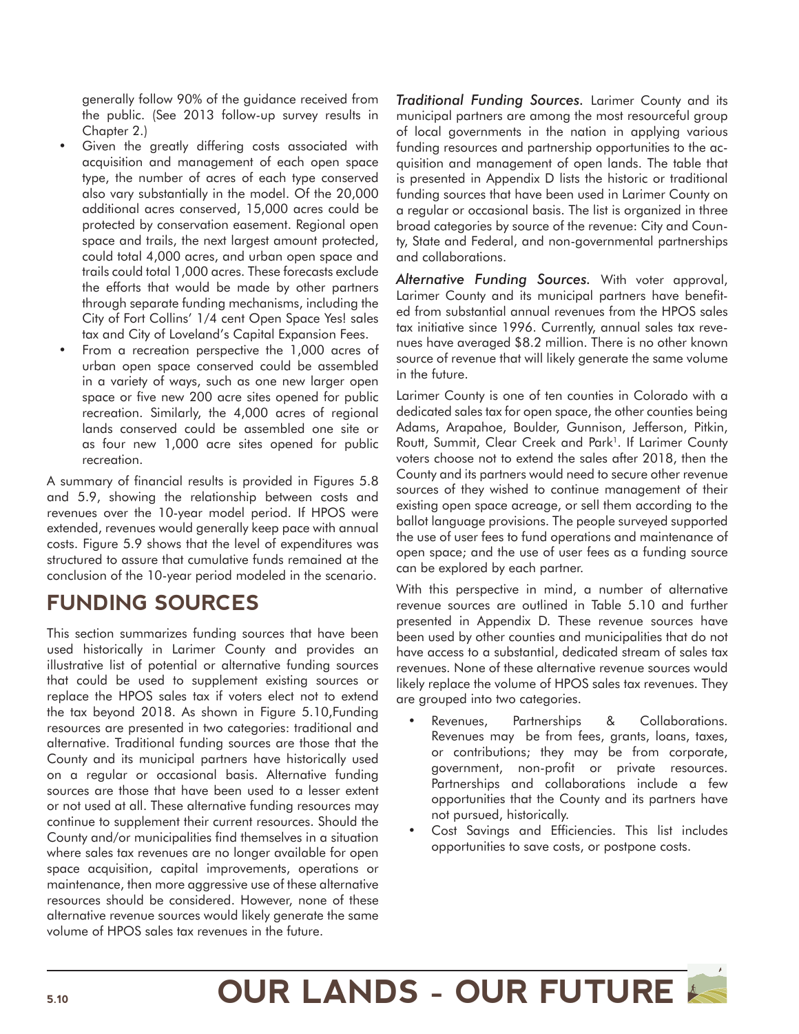generally follow 90% of the guidance received from the public. (See 2013 follow-up survey results in Chapter 2.)

- Given the greatly differing costs associated with acquisition and management of each open space type, the number of acres of each type conserved also vary substantially in the model. Of the 20,000 additional acres conserved, 15,000 acres could be protected by conservation easement. Regional open space and trails, the next largest amount protected, could total 4,000 acres, and urban open space and trails could total 1,000 acres. These forecasts exclude the efforts that would be made by other partners through separate funding mechanisms, including the City of Fort Collins' 1/4 cent Open Space Yes! sales tax and City of Loveland's Capital Expansion Fees.
- From a recreation perspective the 1,000 acres of urban open space conserved could be assembled in a variety of ways, such as one new larger open space or five new 200 acre sites opened for public recreation. Similarly, the 4,000 acres of regional lands conserved could be assembled one site or as four new 1,000 acre sites opened for public recreation.

A summary of financial results is provided in Figures 5.8 and 5.9, showing the relationship between costs and revenues over the 10-year model period. If HPOS were extended, revenues would generally keep pace with annual costs. Figure 5.9 shows that the level of expenditures was structured to assure that cumulative funds remained at the conclusion of the 10-year period modeled in the scenario.

## FUNDING SOURCES

This section summarizes funding sources that have been used historically in Larimer County and provides an illustrative list of potential or alternative funding sources that could be used to supplement existing sources or replace the HPOS sales tax if voters elect not to extend the tax beyond 2018. As shown in Figure 5.10,Funding resources are presented in two categories: traditional and alternative. Traditional funding sources are those that the County and its municipal partners have historically used on a regular or occasional basis. Alternative funding sources are those that have been used to a lesser extent or not used at all. These alternative funding resources may continue to supplement their current resources. Should the County and/or municipalities find themselves in a situation where sales tax revenues are no longer available for open space acquisition, capital improvements, operations or maintenance, then more aggressive use of these alternative resources should be considered. However, none of these alternative revenue sources would likely generate the same volume of HPOS sales tax revenues in the future.

*Traditional Funding Sources.* Larimer County and its municipal partners are among the most resourceful group of local governments in the nation in applying various funding resources and partnership opportunities to the acquisition and management of open lands. The table that is presented in Appendix D lists the historic or traditional funding sources that have been used in Larimer County on a regular or occasional basis. The list is organized in three broad categories by source of the revenue: City and County, State and Federal, and non-governmental partnerships and collaborations.

*Alternative Funding Sources.* With voter approval, Larimer County and its municipal partners have benefited from substantial annual revenues from the HPOS sales tax initiative since 1996. Currently, annual sales tax revenues have averaged $8.2 million. There is no other known source of revenue that will likely generate the same volume in the future.

Larimer County is one of ten counties in Colorado with a dedicated sales tax for open space, the other counties being Adams, Arapahoe, Boulder, Gunnison, Jefferson, Pitkin, Routt, Summit, Clear Creek and Park[1]. If Larimer County voters choose not to extend the sales after 2018, then the County and its partners would need to secure other revenue sources of they wished to continue management of their existing open space acreage, or sell them according to the ballot language provisions. The people surveyed supported the use of user fees to fund operations and maintenance of open space; and the use of user fees as a funding source can be explored by each partner.

With this perspective in mind, a number of alternative revenue sources are outlined in Table 5.10 and further presented in Appendix D. These revenue sources have been used by other counties and municipalities that do not have access to a substantial, dedicated stream of sales tax revenues. None of these alternative revenue sources would likely replace the volume of HPOS sales tax revenues. They are grouped into two categories.

- Revenues, Partnerships & Collaborations. Revenues may be from fees, grants, loans, taxes, or contributions; they may be from corporate, government, non-profit or private resources. Partnerships and collaborations include a few opportunities that the County and its partners have not pursued, historically.
- Cost Savings and Efficiencies. This list includes opportunities to save costs, or postpone costs.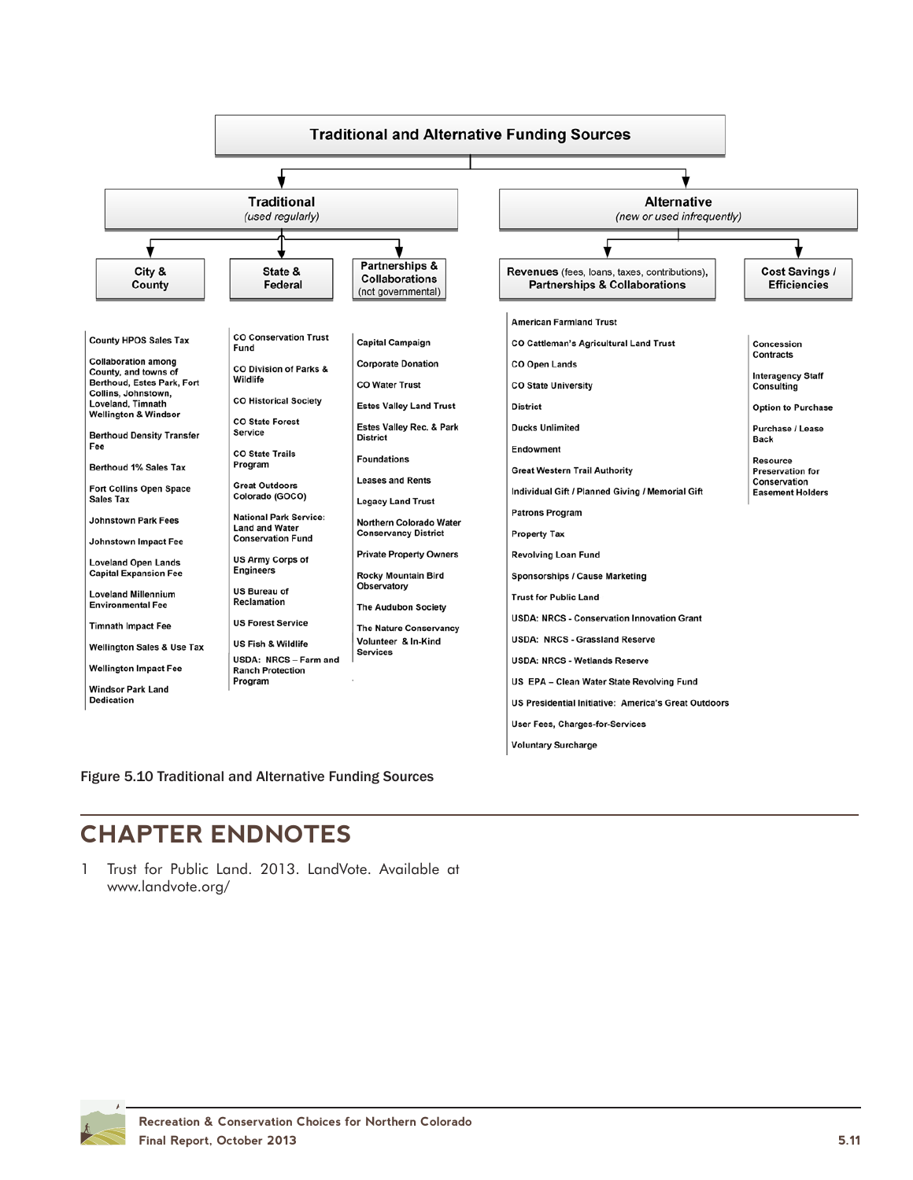# Traditional and Alternative Funding Sources

## Traditional
*(used regularly)*

### City & County

- County HPOS Sales Tax
- Collaboration among County, and towns of Berthoud, Estes Park, Fort Collins, Johnstown, Loveland, Timnath Wellington & Windsor
- Berthoud Density Transfer Fee
- Berthoud 1% Sales Tax
- Fort Collins Open Space Sales Tax
- Johnstown Park Fees
- Johnstown Impact Fee
- Loveland Open Lands Capital Expansion Fee
- Loveland Millennium Environmental Fee
- Timnath Impact Fee
- Wellington Sales & Use Tax
- Wellington Impact Fee
- Windsor Park Land Dedication

### State & Federal

- CO Conservation Trust Fund
- CO Division of Parks & Wildlife
- CO Historical Society
- CO State Forest Service
- CO State Trails Program
- Great Outdoors Colorado (GOCO)
- National Park Service: Land and Water Conservation Fund
- US Army Corps of Engineers
- US Bureau of Reclamation
- US Forest Service
- US Fish & Wildlife
- USDA: NRCS – Farm and Ranch Protection Program

### Partnerships & Collaborations
(not governmental)

- Capital Campaign
- Corporate Donation
- CO Water Trust
- Estes Valley Land Trust
- Estes Valley Rec. & Park District
- Foundations
- Leases and Rents
- Legacy Land Trust
- Northern Colorado Water Conservancy District
- Private Property Owners
- Rocky Mountain Bird Observatory
- The Audubon Society
- The Nature Conservancy
- Volunteer & In-Kind Services

## Alternative
*(new or used infrequently)*

### Revenues (fees, loans, taxes, contributions), Partnerships & Collaborations

- American Farmland Trust
- CO Cattleman's Agricultural Land Trust
- CO Open Lands
- CO State University
- District
- Ducks Unlimited
- Endowment
- Great Western Trail Authority
- Individual Gift / Planned Giving / Memorial Gift
- Patrons Program
- Property Tax
- Revolving Loan Fund
- Sponsorships / Cause Marketing
- Trust for Public Land
- USDA: NRCS - Conservation Innovation Grant
- USDA: NRCS - Grassland Reserve
- USDA: NRCS - Wetlands Reserve
- US EPA – Clean Water State Revolving Fund
- US Presidential Initiative: America's Great Outdoors
- User Fees, Charges-for-Services
- Voluntary Surcharge

### Cost Savings / Efficiencies

- Concession Contracts
- Interagency Staff Consulting
- Option to Purchase
- Purchase / Lease Back
- Resource Preservation for Conservation Easement Holders

Figure 5.10 Traditional and Alternative Funding Sources

# CHAPTER ENDNOTES

1 Trust for Public Land. 2013. LandVote. Available at www.landvote.org/